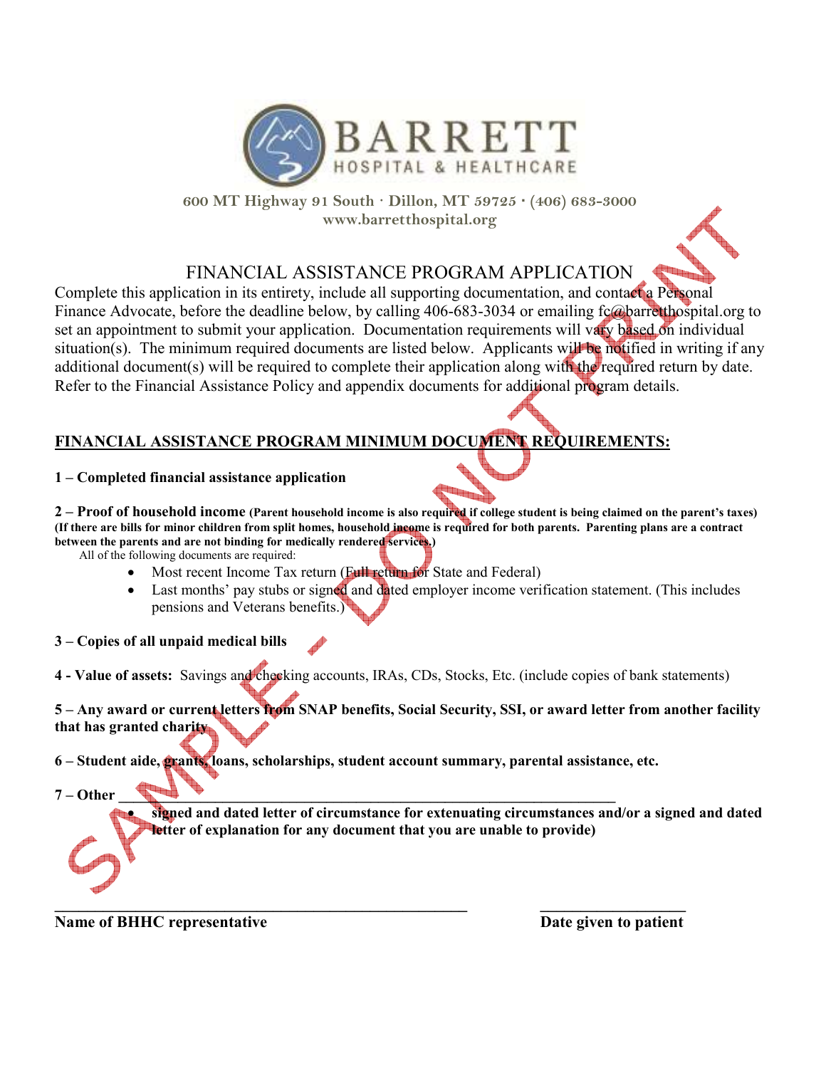# BARRETT
HOSPITAL & HEALTHCARE

600 MT Highway 91 South · Dillon, MT 59725 · (406) 683-3000
www.barretthospital.org

SAMPLE - DO NOT PRINT

## FINANCIAL ASSISTANCE PROGRAM APPLICATION

Complete this application in its entirety, include all supporting documentation, and contact a Personal Finance Advocate, before the deadline below, by calling 406-683-3034 or emailing fc@barretthospital.org to set an appointment to submit your application. Documentation requirements will vary based on individual situation(s). The minimum required documents are listed below. Applicants will be notified in writing if any additional document(s) will be required to complete their application along with the required return by date. Refer to the Financial Assistance Policy and appendix documents for additional program details.

**FINANCIAL ASSISTANCE PROGRAM MINIMUM DOCUMENT REQUIREMENTS:**

**1 – Completed financial assistance application**

**2 – Proof of household income (Parent household income is also required if college student is being claimed on the parent's taxes) (If there are bills for minor children from split homes, household income is required for both parents. Parenting plans are a contract between the parents and are not binding for medically rendered services.)**

All of the following documents are required:

- Most recent Income Tax return (Full return for State and Federal)
- Last months' pay stubs or signed and dated employer income verification statement. (This includes pensions and Veterans benefits.)

**3 – Copies of all unpaid medical bills**

**4 - Value of assets:** Savings and checking accounts, IRAs, CDs, Stocks, Etc. (include copies of bank statements)

**5 – Any award or current letters from SNAP benefits, Social Security, SSI, or award letter from another facility that has granted charity**

**6 – Student aide, grants, loans, scholarships, student account summary, parental assistance, etc.**

**7 – Other ______________________________________________________________**

- **signed and dated letter of circumstance for extenuating circumstances and/or a signed and dated letter of explanation for any document that you are unable to provide)**

_____________________________________________ &nbsp;&nbsp;&nbsp;&nbsp; ____________________

**Name of BHHC representative** &nbsp;&nbsp;&nbsp;&nbsp; **Date given to patient**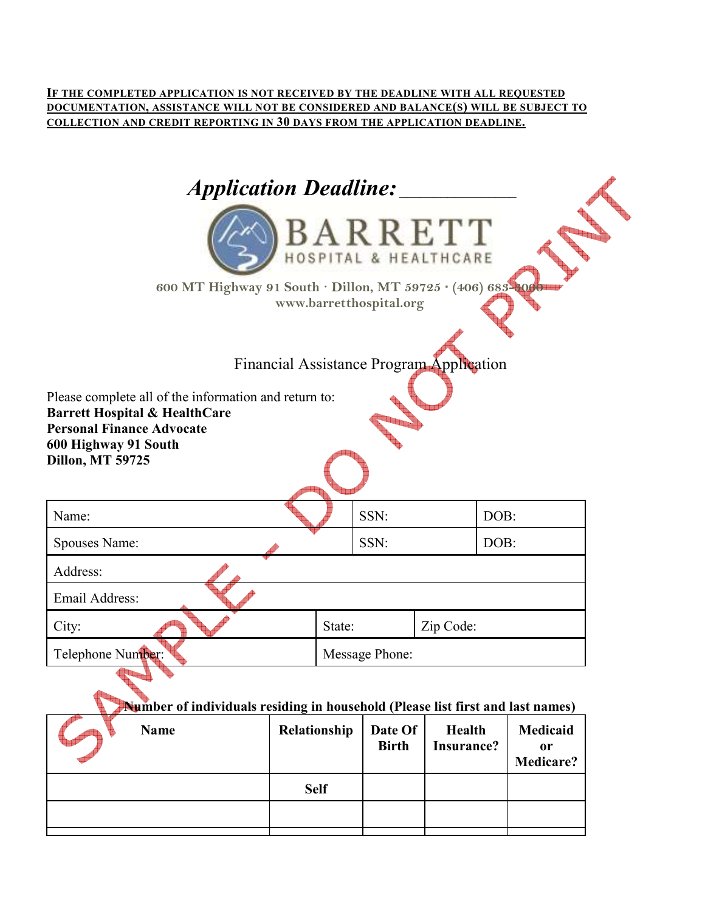**<u>IF THE COMPLETED APPLICATION IS NOT RECEIVED BY THE DEADLINE WITH ALL REQUESTED DOCUMENTATION, ASSISTANCE WILL NOT BE CONSIDERED AND BALANCE(S) WILL BE SUBJECT TO COLLECTION AND CREDIT REPORTING IN 30 DAYS FROM THE APPLICATION DEADLINE.</u>**

## *Application Deadline:* ___________

BARRETT
HOSPITAL & HEALTHCARE

600 MT Highway 91 South · Dillon, MT 59725 · (406) 683-3000
www.barretthospital.org

SAMPLE - DO NOT PRINT

### Financial Assistance Program Application

Please complete all of the information and return to:
**Barrett Hospital & HealthCare**
**Personal Finance Advocate**
**600 Highway 91 South**
**Dillon, MT 59725**

| | | |
|---|---|---|
| Name: | SSN: | DOB: |
| Spouses Name: | SSN: | DOB: |
| Address: | | |
| Email Address: | | |
| City: | State: | Zip Code: |
| Telephone Number: | Message Phone: | |

**Number of individuals residing in household (Please list first and last names)**

| Name | Relationship | Date Of Birth | Health Insurance? | Medicaid or Medicare? |
|---|---|---|---|---|
| | **Self** | | | |
| | | | | |
| | | | | |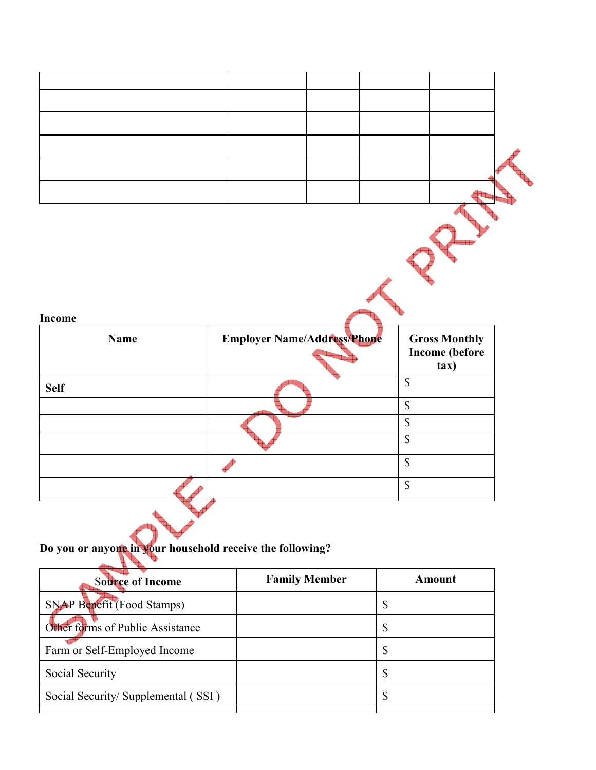| | | | | |
|---|---|---|---|---|
| | | | | |
| | | | | |
| | | | | |
| | | | | |
| | | | | |

**Income**

| Name | Employer Name/Address/Phone | Gross Monthly Income (before tax) |
|---|---|---|
| **Self** | | $ |
| | | $ |
| | | $ |
| | | $ |
| | | $ |
| | | $ |

**Do you or anyone in your household receive the following?**

| Source of Income | Family Member | Amount |
|---|---|---|
| SNAP Benefit (Food Stamps) | | $ |
| Other forms of Public Assistance | | $ |
| Farm or Self-Employed Income | | $ |
| Social Security | | $ |
| Social Security/ Supplemental ( SSI ) | | $ |
| | | |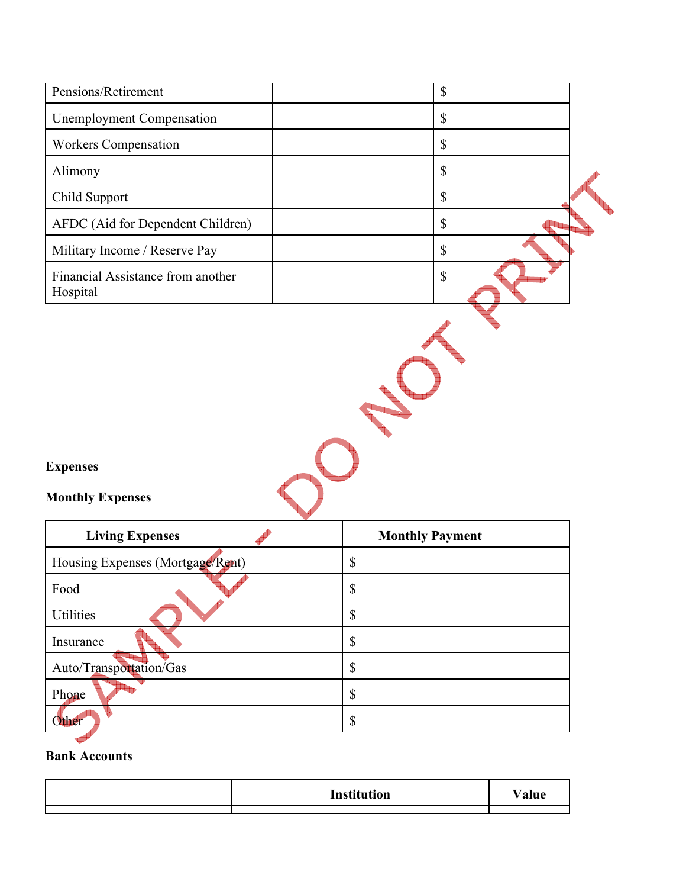| | | |
|---|---|---|
| Pensions/Retirement | | $ |
| Unemployment Compensation | | $ |
| Workers Compensation | | $ |
| Alimony | | $ |
| Child Support | | $ |
| AFDC (Aid for Dependent Children) | | $ |
| Military Income / Reserve Pay | | $ |
| Financial Assistance from another Hospital | | $ |

SAMPLE - DO NOT PRINT

**Expenses**

**Monthly Expenses**

| Living Expenses | Monthly Payment |
|---|---|
| Housing Expenses (Mortgage/Rent) | $ |
| Food | $ |
| Utilities | $ |
| Insurance | $ |
| Auto/Transportation/Gas | $ |
| Phone | $ |
| Other | $ |

**Bank Accounts**

| | Institution | Value |
|---|---|---|
| | | |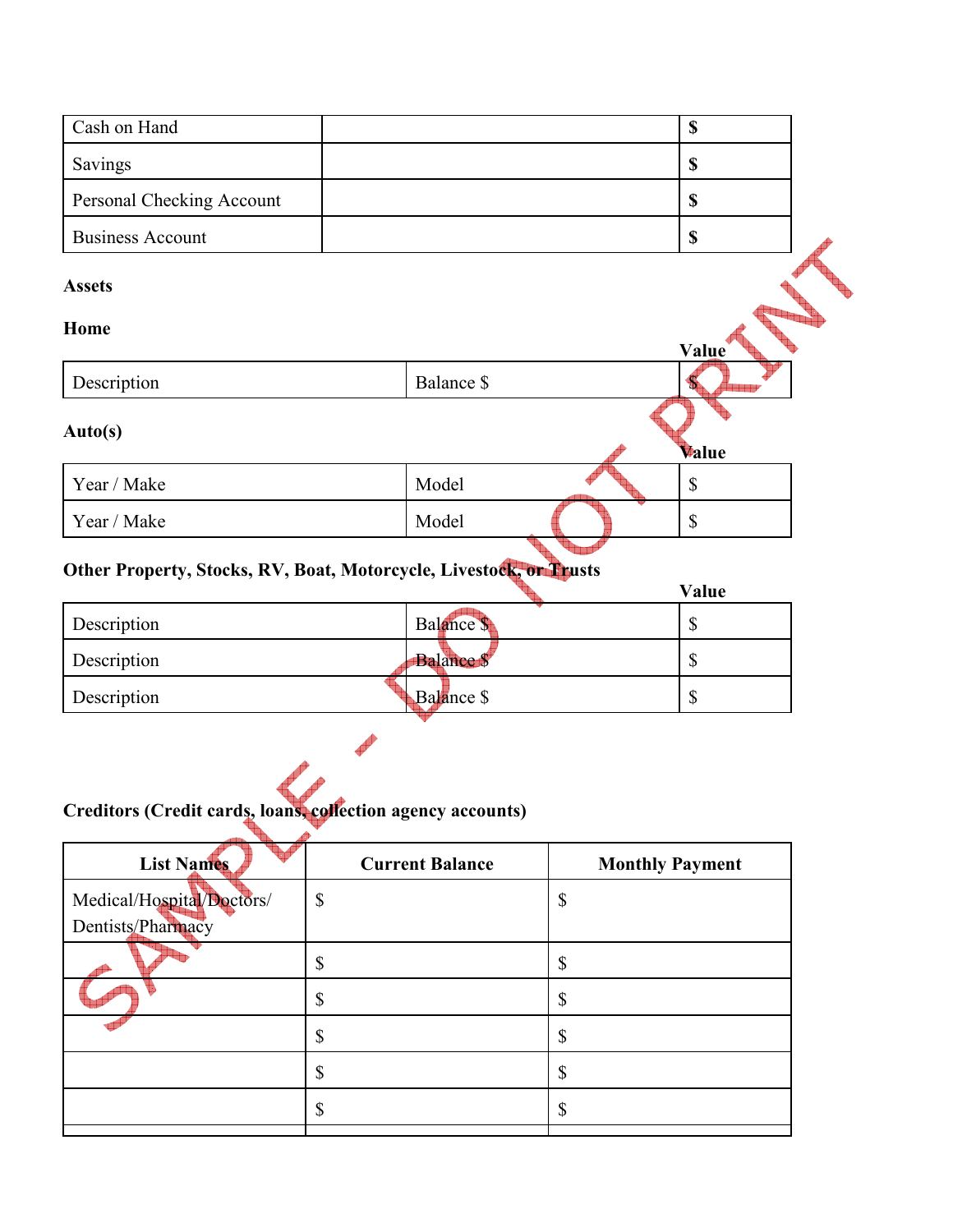| Cash on Hand | | **$** |
|---|---|---|
| Savings | | **$** |
| Personal Checking Account | | **$** |
| Business Account | | **$** |

**Assets**

**Home**

| | | **Value** |
|---|---|---|
| Description | Balance $ | $ |

**Auto(s)**

| | | **Value** |
|---|---|---|
| Year / Make | Model | $ |
| Year / Make | Model | $ |

**Other Property, Stocks, RV, Boat, Motorcycle, Livestock, or Trusts**

| | | **Value** |
|---|---|---|
| Description | Balance $ | $ |
| Description | Balance $ | $ |
| Description | Balance $ | $ |

**Creditors (Credit cards, loans, collection agency accounts)**

| List Names | Current Balance | Monthly Payment |
|---|---|---|
| Medical/Hospital/Doctors/ Dentists/Pharmacy | $ | $ |
| | $ | $ |
| | $ | $ |
| | $ | $ |
| | $ | $ |
| | $ | $ |
| | | |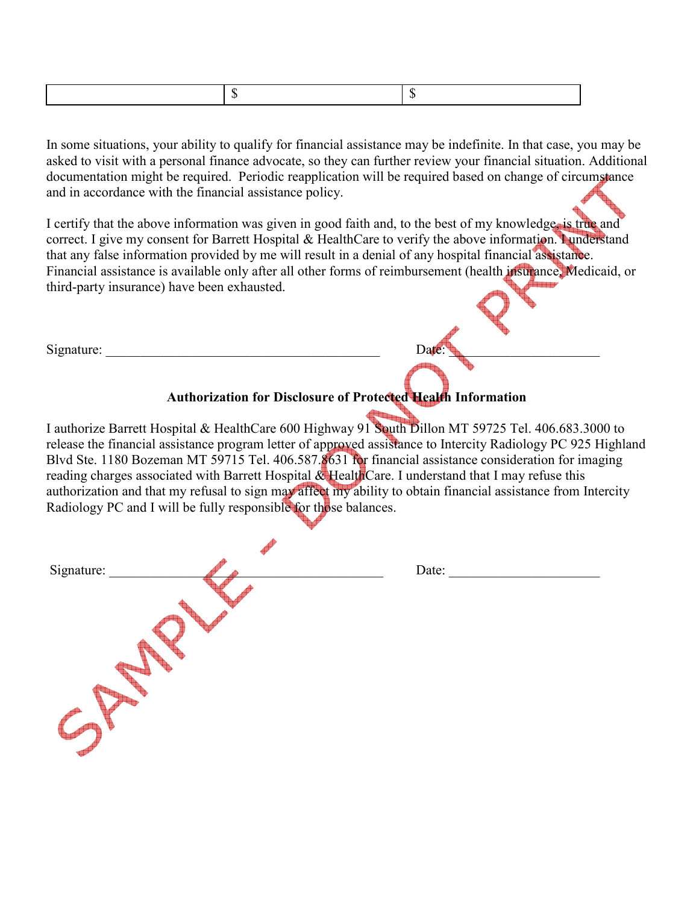| | | |
|---|---|---|
| | $ | $ |

In some situations, your ability to qualify for financial assistance may be indefinite. In that case, you may be asked to visit with a personal finance advocate, so they can further review your financial situation. Additional documentation might be required. Periodic reapplication will be required based on change of circumstance and in accordance with the financial assistance policy.

I certify that the above information was given in good faith and, to the best of my knowledge, is true and correct. I give my consent for Barrett Hospital & HealthCare to verify the above information. I understand that any false information provided by me will result in a denial of any hospital financial assistance. Financial assistance is available only after all other forms of reimbursement (health insurance, Medicaid, or third-party insurance) have been exhausted.

Signature: ________________________________________ Date: ______________________

**Authorization for Disclosure of Protected Health Information**

I authorize Barrett Hospital & HealthCare 600 Highway 91 South Dillon MT 59725 Tel. 406.683.3000 to release the financial assistance program letter of approved assistance to Intercity Radiology PC 925 Highland Blvd Ste. 1180 Bozeman MT 59715 Tel. 406.587.8631 for financial assistance consideration for imaging reading charges associated with Barrett Hospital & HealthCare. I understand that I may refuse this authorization and that my refusal to sign may affect my ability to obtain financial assistance from Intercity Radiology PC and I will be fully responsible for those balances.

Signature: ________________________________________ Date: ______________________

SAMPLE - DO NOT PRINT